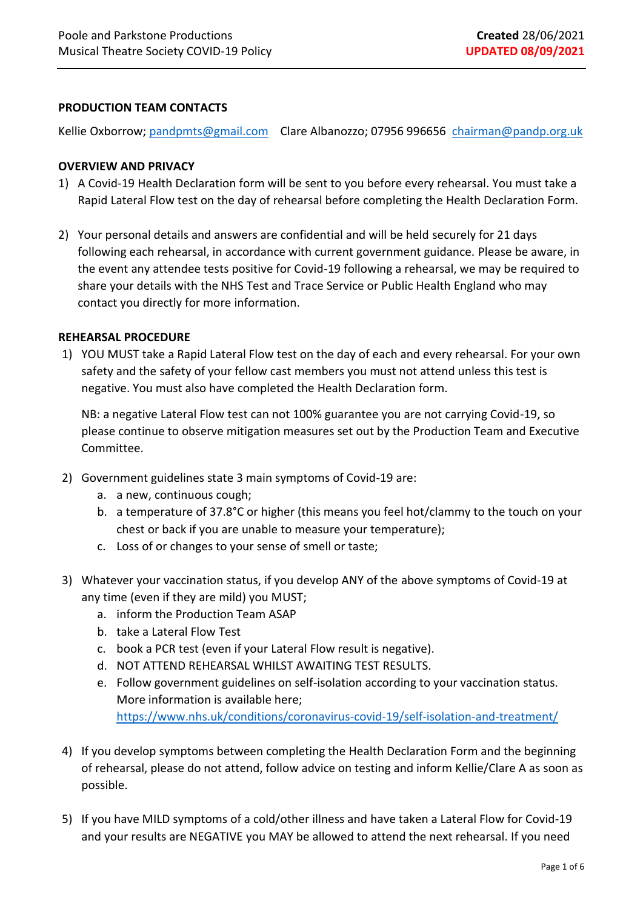**PRODUCTION TEAM CONTACTS**

Kellie Oxborrow; pandpmts@gmail.com  Clare Albanozzo; 07956 996656  chairman@pandp.org.uk

**OVERVIEW AND PRIVACY**

1) A Covid-19 Health Declaration form will be sent to you before every rehearsal. You must take a Rapid Lateral Flow test on the day of rehearsal before completing the Health Declaration Form.

2) Your personal details and answers are confidential and will be held securely for 21 days following each rehearsal, in accordance with current government guidance. Please be aware, in the event any attendee tests positive for Covid-19 following a rehearsal, we may be required to share your details with the NHS Test and Trace Service or Public Health England who may contact you directly for more information.

**REHEARSAL PROCEDURE**

1) YOU MUST take a Rapid Lateral Flow test on the day of each and every rehearsal. For your own safety and the safety of your fellow cast members you must not attend unless this test is negative. You must also have completed the Health Declaration form.

   NB: a negative Lateral Flow test can not 100% guarantee you are not carrying Covid-19, so please continue to observe mitigation measures set out by the Production Team and Executive Committee.

2) Government guidelines state 3 main symptoms of Covid-19 are:
   a. a new, continuous cough;
   b. a temperature of 37.8°C or higher (this means you feel hot/clammy to the touch on your chest or back if you are unable to measure your temperature);
   c. Loss of or changes to your sense of smell or taste;

3) Whatever your vaccination status, if you develop ANY of the above symptoms of Covid-19 at any time (even if they are mild) you MUST;
   a. inform the Production Team ASAP
   b. take a Lateral Flow Test
   c. book a PCR test (even if your Lateral Flow result is negative).
   d. NOT ATTEND REHEARSAL WHILST AWAITING TEST RESULTS.
   e. Follow government guidelines on self-isolation according to your vaccination status. More information is available here; https://www.nhs.uk/conditions/coronavirus-covid-19/self-isolation-and-treatment/

4) If you develop symptoms between completing the Health Declaration Form and the beginning of rehearsal, please do not attend, follow advice on testing and inform Kellie/Clare A as soon as possible.

5) If you have MILD symptoms of a cold/other illness and have taken a Lateral Flow for Covid-19 and your results are NEGATIVE you MAY be allowed to attend the next rehearsal. If you need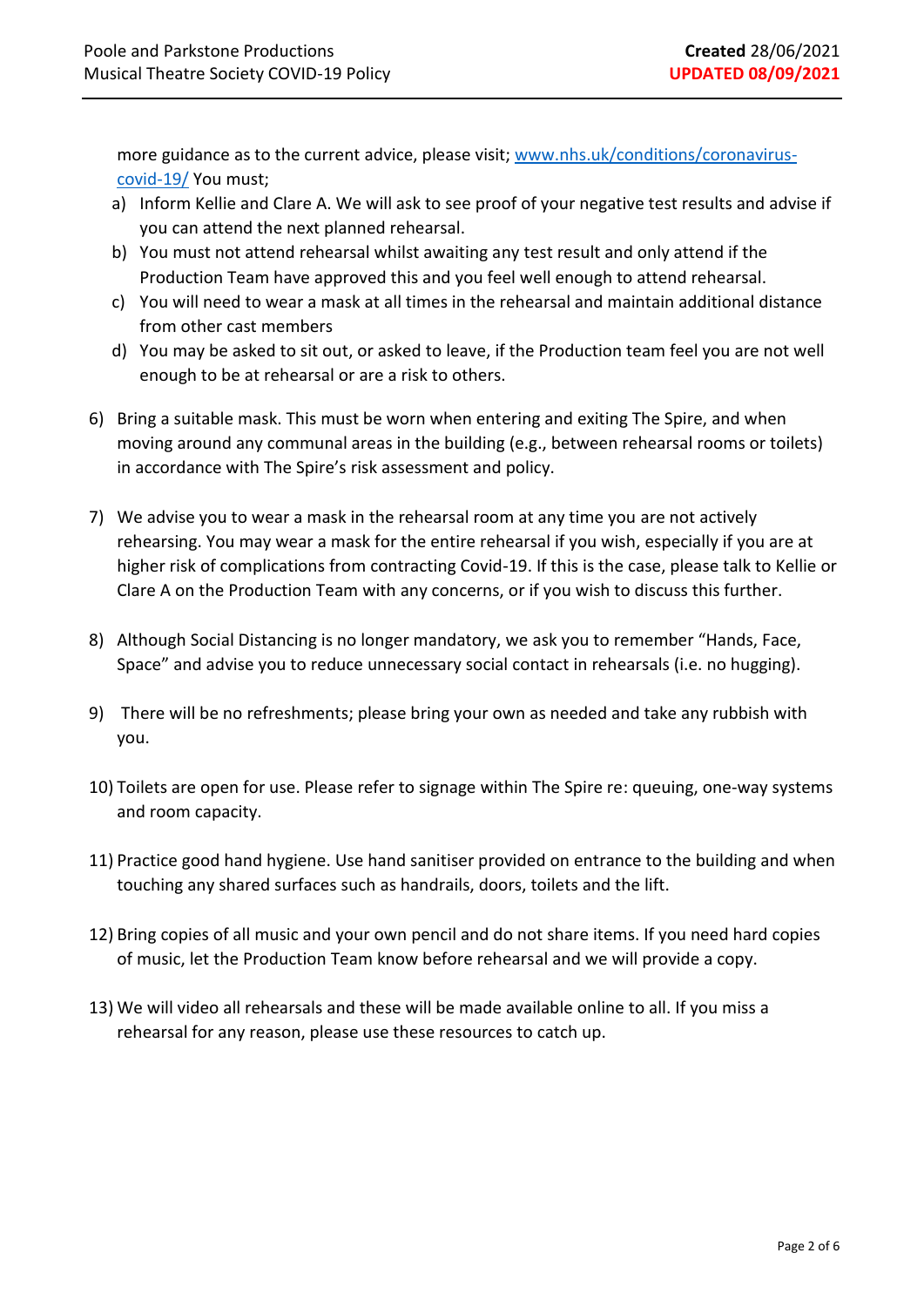more guidance as to the current advice, please visit; [www.nhs.uk/conditions/coronavirus-covid-19/](www.nhs.uk/conditions/coronavirus-covid-19/) You must;

a) Inform Kellie and Clare A. We will ask to see proof of your negative test results and advise if you can attend the next planned rehearsal.
b) You must not attend rehearsal whilst awaiting any test result and only attend if the Production Team have approved this and you feel well enough to attend rehearsal.
c) You will need to wear a mask at all times in the rehearsal and maintain additional distance from other cast members
d) You may be asked to sit out, or asked to leave, if the Production team feel you are not well enough to be at rehearsal or are a risk to others.

6) Bring a suitable mask. This must be worn when entering and exiting The Spire, and when moving around any communal areas in the building (e.g., between rehearsal rooms or toilets) in accordance with The Spire's risk assessment and policy.

7) We advise you to wear a mask in the rehearsal room at any time you are not actively rehearsing. You may wear a mask for the entire rehearsal if you wish, especially if you are at higher risk of complications from contracting Covid-19. If this is the case, please talk to Kellie or Clare A on the Production Team with any concerns, or if you wish to discuss this further.

8) Although Social Distancing is no longer mandatory, we ask you to remember "Hands, Face, Space" and advise you to reduce unnecessary social contact in rehearsals (i.e. no hugging).

9) There will be no refreshments; please bring your own as needed and take any rubbish with you.

10) Toilets are open for use. Please refer to signage within The Spire re: queuing, one-way systems and room capacity.

11) Practice good hand hygiene. Use hand sanitiser provided on entrance to the building and when touching any shared surfaces such as handrails, doors, toilets and the lift.

12) Bring copies of all music and your own pencil and do not share items. If you need hard copies of music, let the Production Team know before rehearsal and we will provide a copy.

13) We will video all rehearsals and these will be made available online to all. If you miss a rehearsal for any reason, please use these resources to catch up.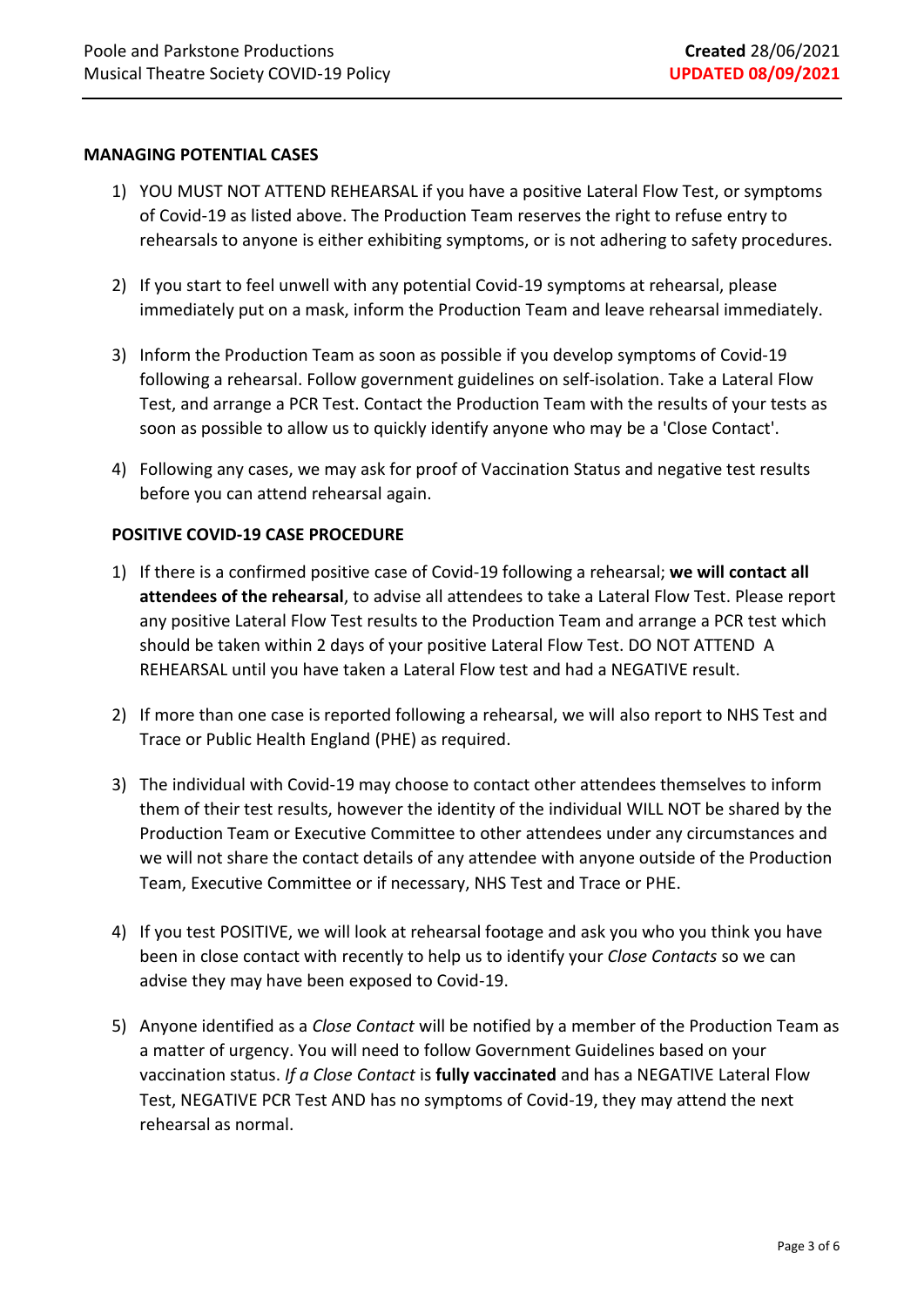**MANAGING POTENTIAL CASES**

1) YOU MUST NOT ATTEND REHEARSAL if you have a positive Lateral Flow Test, or symptoms of Covid-19 as listed above. The Production Team reserves the right to refuse entry to rehearsals to anyone is either exhibiting symptoms, or is not adhering to safety procedures.

2) If you start to feel unwell with any potential Covid-19 symptoms at rehearsal, please immediately put on a mask, inform the Production Team and leave rehearsal immediately.

3) Inform the Production Team as soon as possible if you develop symptoms of Covid-19 following a rehearsal. Follow government guidelines on self-isolation. Take a Lateral Flow Test, and arrange a PCR Test. Contact the Production Team with the results of your tests as soon as possible to allow us to quickly identify anyone who may be a 'Close Contact'.

4) Following any cases, we may ask for proof of Vaccination Status and negative test results before you can attend rehearsal again.

**POSITIVE COVID-19 CASE PROCEDURE**

1) If there is a confirmed positive case of Covid-19 following a rehearsal; **we will contact all attendees of the rehearsal**, to advise all attendees to take a Lateral Flow Test. Please report any positive Lateral Flow Test results to the Production Team and arrange a PCR test which should be taken within 2 days of your positive Lateral Flow Test. DO NOT ATTEND A REHEARSAL until you have taken a Lateral Flow test and had a NEGATIVE result.

2) If more than one case is reported following a rehearsal, we will also report to NHS Test and Trace or Public Health England (PHE) as required.

3) The individual with Covid-19 may choose to contact other attendees themselves to inform them of their test results, however the identity of the individual WILL NOT be shared by the Production Team or Executive Committee to other attendees under any circumstances and we will not share the contact details of any attendee with anyone outside of the Production Team, Executive Committee or if necessary, NHS Test and Trace or PHE.

4) If you test POSITIVE, we will look at rehearsal footage and ask you who you think you have been in close contact with recently to help us to identify your *Close Contacts* so we can advise they may have been exposed to Covid-19.

5) Anyone identified as a *Close Contact* will be notified by a member of the Production Team as a matter of urgency. You will need to follow Government Guidelines based on your vaccination status. *If a Close Contact* is **fully vaccinated** and has a NEGATIVE Lateral Flow Test, NEGATIVE PCR Test AND has no symptoms of Covid-19, they may attend the next rehearsal as normal.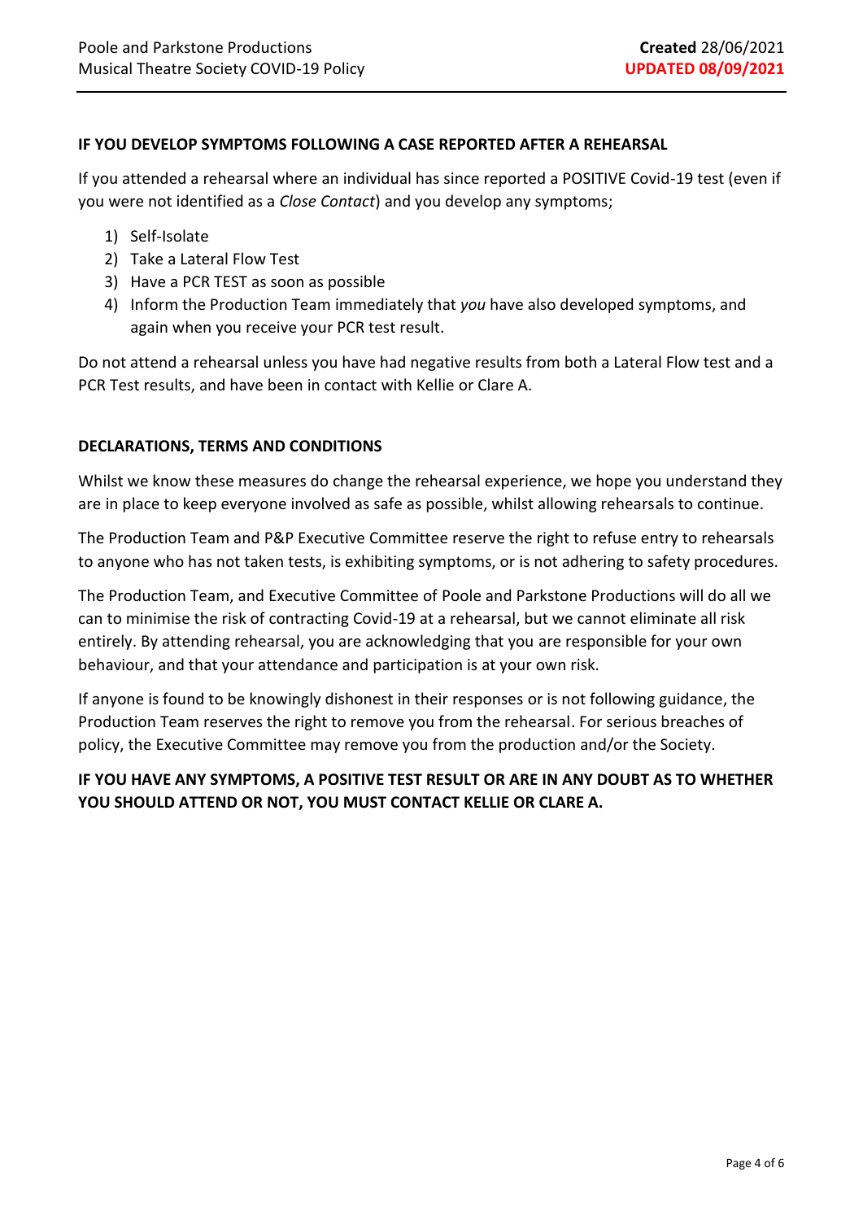## IF YOU DEVELOP SYMPTOMS FOLLOWING A CASE REPORTED AFTER A REHEARSAL

If you attended a rehearsal where an individual has since reported a POSITIVE Covid-19 test (even if you were not identified as a *Close Contact*) and you develop any symptoms;

1) Self-Isolate
2) Take a Lateral Flow Test
3) Have a PCR TEST as soon as possible
4) Inform the Production Team immediately that *you* have also developed symptoms, and again when you receive your PCR test result.

Do not attend a rehearsal unless you have had negative results from both a Lateral Flow test and a PCR Test results, and have been in contact with Kellie or Clare A.

## DECLARATIONS, TERMS AND CONDITIONS

Whilst we know these measures do change the rehearsal experience, we hope you understand they are in place to keep everyone involved as safe as possible, whilst allowing rehearsals to continue.

The Production Team and P&P Executive Committee reserve the right to refuse entry to rehearsals to anyone who has not taken tests, is exhibiting symptoms, or is not adhering to safety procedures.

The Production Team, and Executive Committee of Poole and Parkstone Productions will do all we can to minimise the risk of contracting Covid-19 at a rehearsal, but we cannot eliminate all risk entirely. By attending rehearsal, you are acknowledging that you are responsible for your own behaviour, and that your attendance and participation is at your own risk.

If anyone is found to be knowingly dishonest in their responses or is not following guidance, the Production Team reserves the right to remove you from the rehearsal. For serious breaches of policy, the Executive Committee may remove you from the production and/or the Society.

**IF YOU HAVE ANY SYMPTOMS, A POSITIVE TEST RESULT OR ARE IN ANY DOUBT AS TO WHETHER YOU SHOULD ATTEND OR NOT, YOU MUST CONTACT KELLIE OR CLARE A.**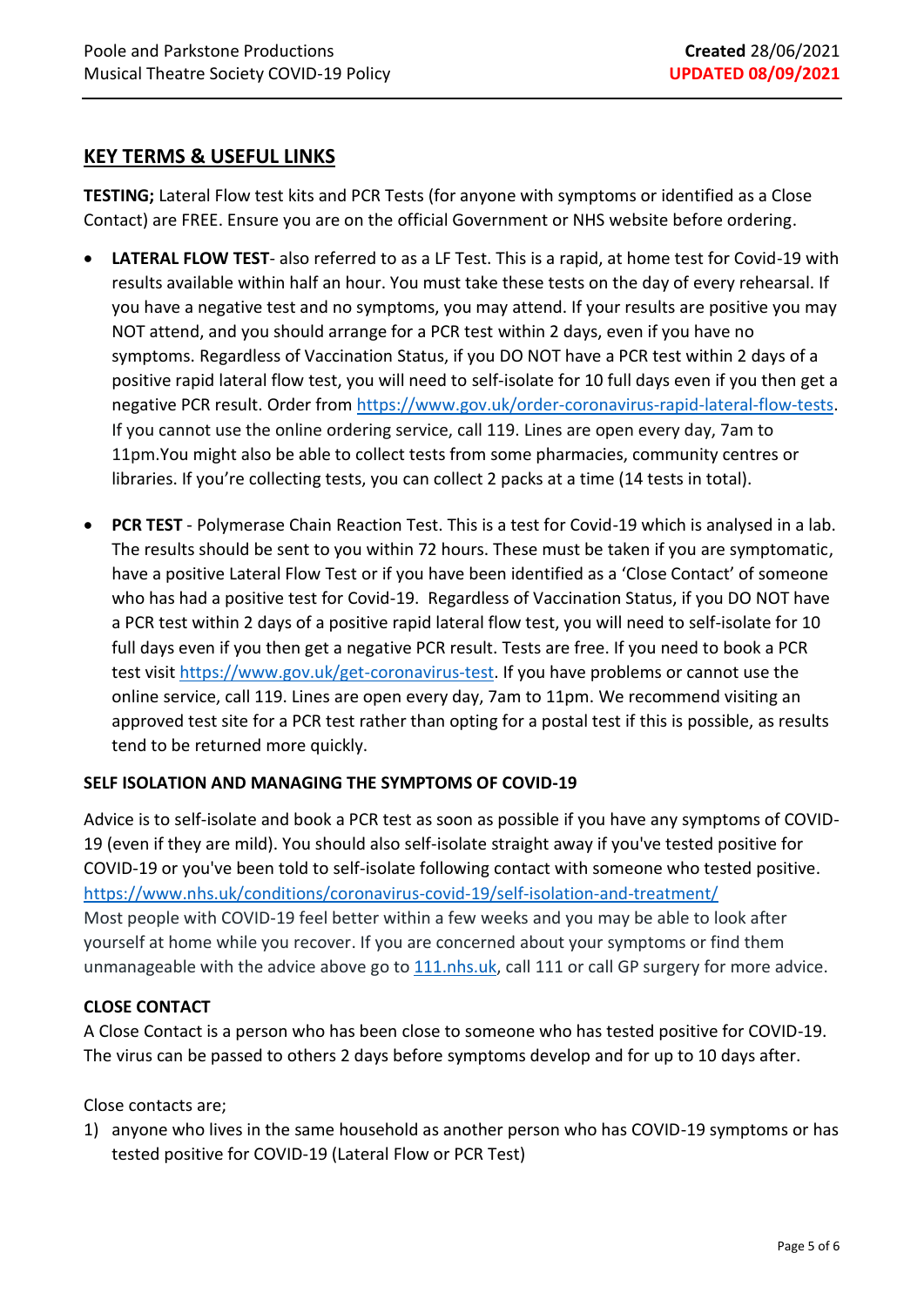## KEY TERMS & USEFUL LINKS

**TESTING;** Lateral Flow test kits and PCR Tests (for anyone with symptoms or identified as a Close Contact) are FREE. Ensure you are on the official Government or NHS website before ordering.

- **LATERAL FLOW TEST**- also referred to as a LF Test. This is a rapid, at home test for Covid-19 with results available within half an hour. You must take these tests on the day of every rehearsal. If you have a negative test and no symptoms, you may attend. If your results are positive you may NOT attend, and you should arrange for a PCR test within 2 days, even if you have no symptoms. Regardless of Vaccination Status, if you DO NOT have a PCR test within 2 days of a positive rapid lateral flow test, you will need to self-isolate for 10 full days even if you then get a negative PCR result. Order from https://www.gov.uk/order-coronavirus-rapid-lateral-flow-tests. If you cannot use the online ordering service, call 119. Lines are open every day, 7am to 11pm.You might also be able to collect tests from some pharmacies, community centres or libraries. If you're collecting tests, you can collect 2 packs at a time (14 tests in total).

- **PCR TEST** - Polymerase Chain Reaction Test. This is a test for Covid-19 which is analysed in a lab. The results should be sent to you within 72 hours. These must be taken if you are symptomatic, have a positive Lateral Flow Test or if you have been identified as a 'Close Contact' of someone who has had a positive test for Covid-19. Regardless of Vaccination Status, if you DO NOT have a PCR test within 2 days of a positive rapid lateral flow test, you will need to self-isolate for 10 full days even if you then get a negative PCR result. Tests are free. If you need to book a PCR test visit https://www.gov.uk/get-coronavirus-test. If you have problems or cannot use the online service, call 119. Lines are open every day, 7am to 11pm. We recommend visiting an approved test site for a PCR test rather than opting for a postal test if this is possible, as results tend to be returned more quickly.

### SELF ISOLATION AND MANAGING THE SYMPTOMS OF COVID-19

Advice is to self-isolate and book a PCR test as soon as possible if you have any symptoms of COVID-19 (even if they are mild). You should also self-isolate straight away if you've tested positive for COVID-19 or you've been told to self-isolate following contact with someone who tested positive.
https://www.nhs.uk/conditions/coronavirus-covid-19/self-isolation-and-treatment/
Most people with COVID-19 feel better within a few weeks and you may be able to look after yourself at home while you recover. If you are concerned about your symptoms or find them unmanageable with the advice above go to 111.nhs.uk, call 111 or call GP surgery for more advice.

### CLOSE CONTACT

A Close Contact is a person who has been close to someone who has tested positive for COVID-19. The virus can be passed to others 2 days before symptoms develop and for up to 10 days after.

Close contacts are;

1) anyone who lives in the same household as another person who has COVID-19 symptoms or has tested positive for COVID-19 (Lateral Flow or PCR Test)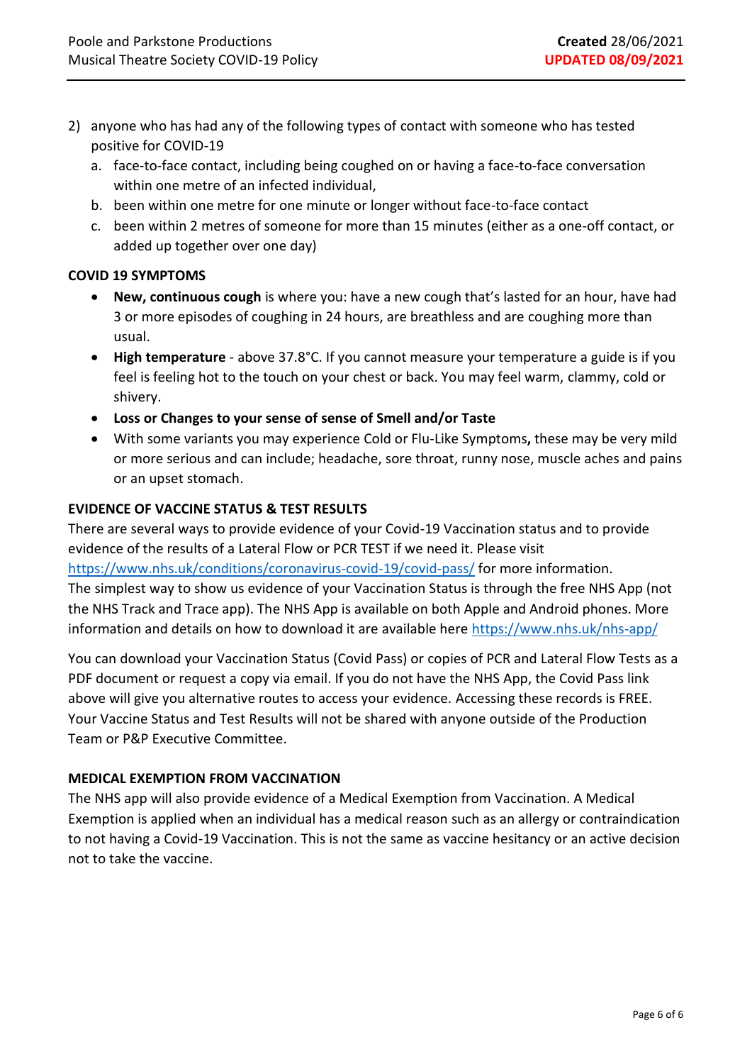2) anyone who has had any of the following types of contact with someone who has tested positive for COVID-19
    a. face-to-face contact, including being coughed on or having a face-to-face conversation within one metre of an infected individual,
    b. been within one metre for one minute or longer without face-to-face contact
    c. been within 2 metres of someone for more than 15 minutes (either as a one-off contact, or added up together over one day)

**COVID 19 SYMPTOMS**

- **New, continuous cough** is where you: have a new cough that's lasted for an hour, have had 3 or more episodes of coughing in 24 hours, are breathless and are coughing more than usual.
- **High temperature** - above 37.8°C. If you cannot measure your temperature a guide is if you feel is feeling hot to the touch on your chest or back. You may feel warm, clammy, cold or shivery.
- **Loss or Changes to your sense of sense of Smell and/or Taste**
- With some variants you may experience Cold or Flu-Like Symptoms**,** these may be very mild or more serious and can include; headache, sore throat, runny nose, muscle aches and pains or an upset stomach.

**EVIDENCE OF VACCINE STATUS & TEST RESULTS**

There are several ways to provide evidence of your Covid-19 Vaccination status and to provide evidence of the results of a Lateral Flow or PCR TEST if we need it. Please visit https://www.nhs.uk/conditions/coronavirus-covid-19/covid-pass/ for more information. The simplest way to show us evidence of your Vaccination Status is through the free NHS App (not the NHS Track and Trace app). The NHS App is available on both Apple and Android phones. More information and details on how to download it are available here https://www.nhs.uk/nhs-app/

You can download your Vaccination Status (Covid Pass) or copies of PCR and Lateral Flow Tests as a PDF document or request a copy via email. If you do not have the NHS App, the Covid Pass link above will give you alternative routes to access your evidence. Accessing these records is FREE. Your Vaccine Status and Test Results will not be shared with anyone outside of the Production Team or P&P Executive Committee.

**MEDICAL EXEMPTION FROM VACCINATION**

The NHS app will also provide evidence of a Medical Exemption from Vaccination. A Medical Exemption is applied when an individual has a medical reason such as an allergy or contraindication to not having a Covid-19 Vaccination. This is not the same as vaccine hesitancy or an active decision not to take the vaccine.